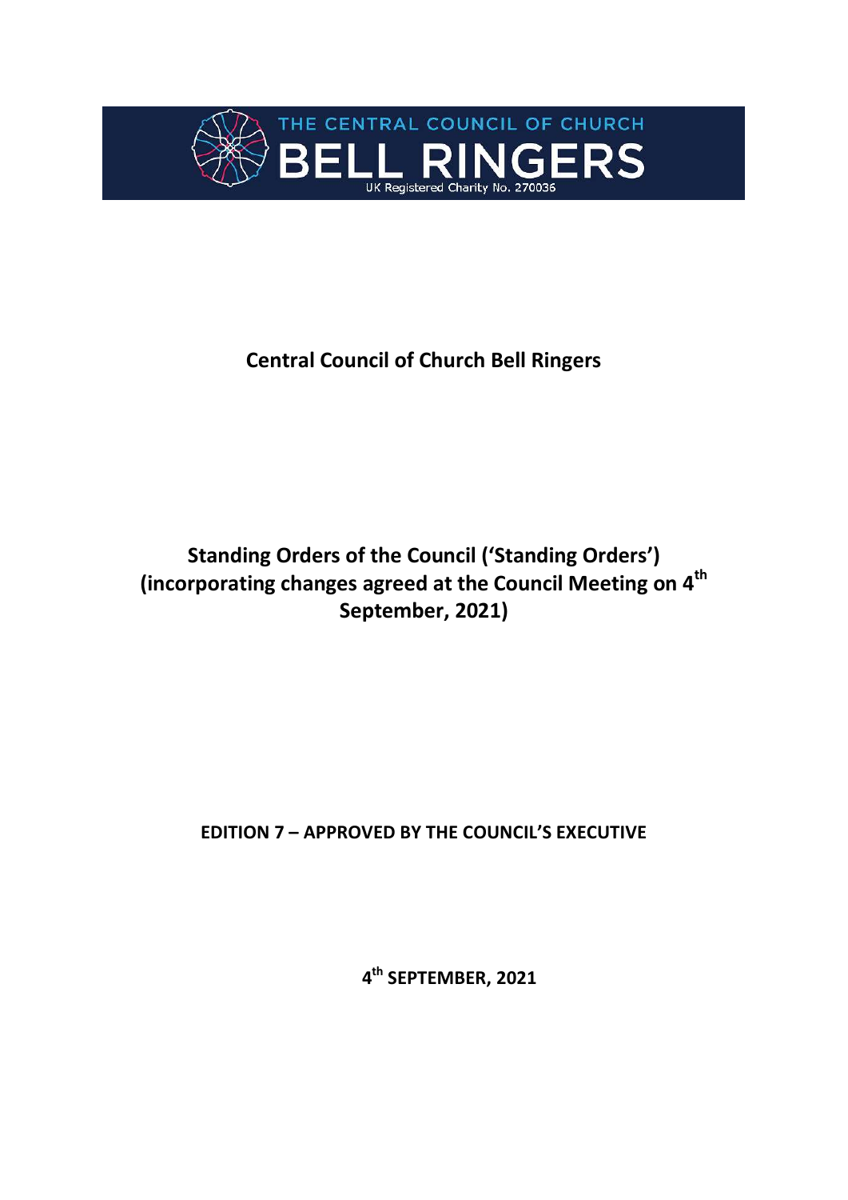THE CENTRAL COUNCIL OF CHURCH

BELL RINGERS

UK Registered Charity No. 270036

# Central Council of Church Bell Ringers

## Standing Orders of the Council ('Standing Orders') (incorporating changes agreed at the Council Meeting on 4th September, 2021)

**EDITION 7 – APPROVED BY THE COUNCIL'S EXECUTIVE**

**4th SEPTEMBER, 2021**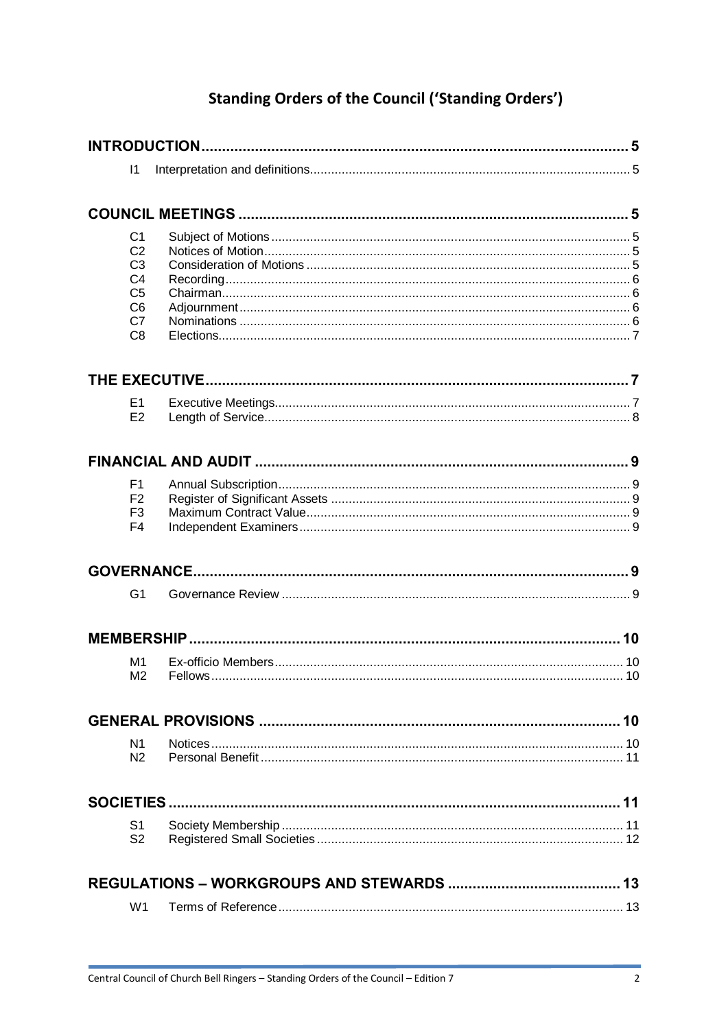# Standing Orders of the Council ('Standing Orders')

**INTRODUCTION** ........ 5

- I1 Interpretation and definitions ........ 5

**COUNCIL MEETINGS** ........ 5

- C1 Subject of Motions ........ 5
- C2 Notices of Motion ........ 5
- C3 Consideration of Motions ........ 5
- C4 Recording ........ 6
- C5 Chairman ........ 6
- C6 Adjournment ........ 6
- C7 Nominations ........ 6
- C8 Elections ........ 7

**THE EXECUTIVE** ........ 7

- E1 Executive Meetings ........ 7
- E2 Length of Service ........ 8

**FINANCIAL AND AUDIT** ........ 9

- F1 Annual Subscription ........ 9
- F2 Register of Significant Assets ........ 9
- F3 Maximum Contract Value ........ 9
- F4 Independent Examiners ........ 9

**GOVERNANCE** ........ 9

- G1 Governance Review ........ 9

**MEMBERSHIP** ........ 10

- M1 Ex-officio Members ........ 10
- M2 Fellows ........ 10

**GENERAL PROVISIONS** ........ 10

- N1 Notices ........ 10
- N2 Personal Benefit ........ 11

**SOCIETIES** ........ 11

- S1 Society Membership ........ 11
- S2 Registered Small Societies ........ 12

**REGULATIONS – WORKGROUPS AND STEWARDS** ........ 13

- W1 Terms of Reference ........ 13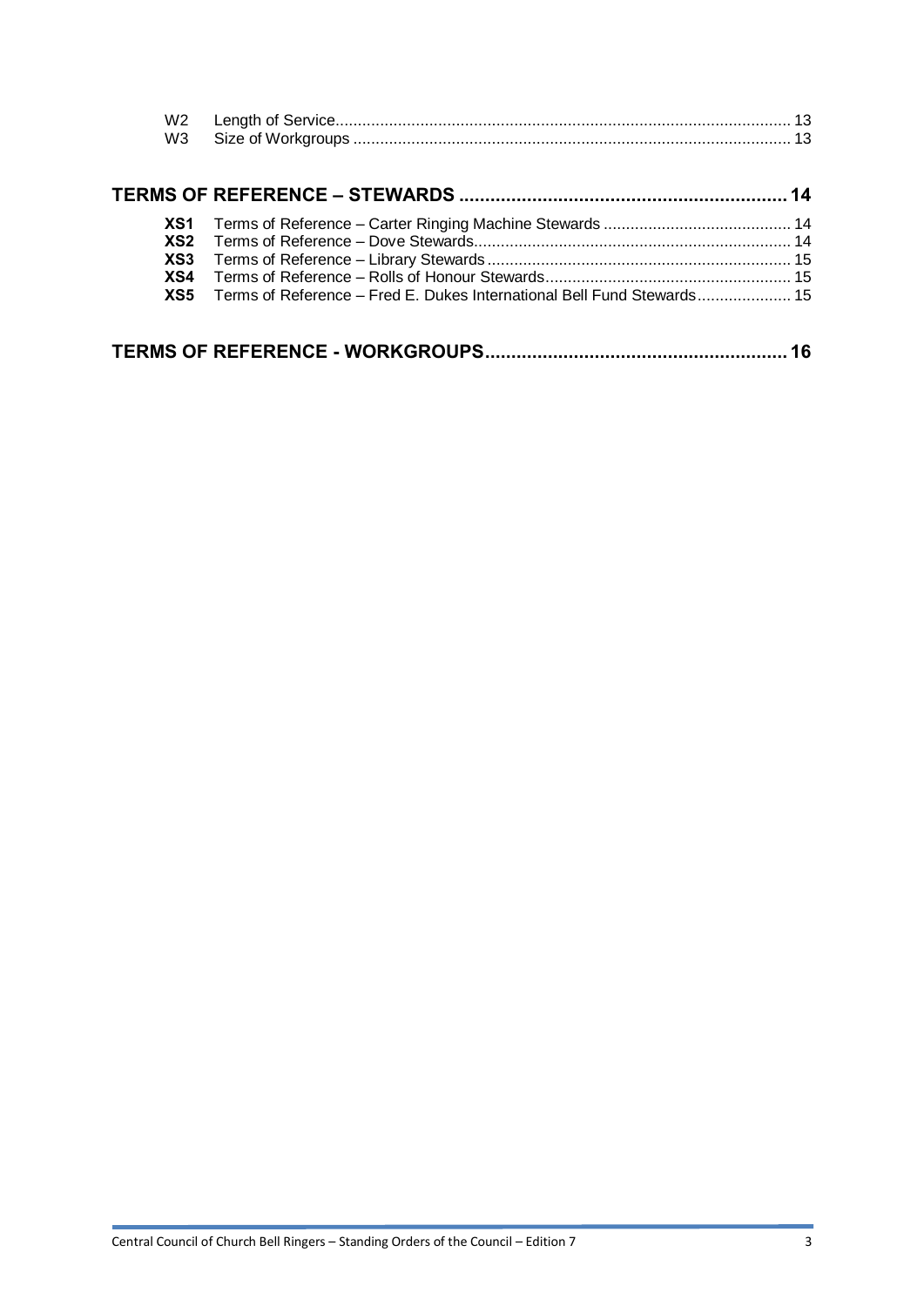W2 Length of Service ........ 13
W3 Size of Workgroups ........ 13

**TERMS OF REFERENCE – STEWARDS ........ 14**

**XS1** Terms of Reference – Carter Ringing Machine Stewards ........ 14
**XS2** Terms of Reference – Dove Stewards ........ 14
**XS3** Terms of Reference – Library Stewards ........ 15
**XS4** Terms of Reference – Rolls of Honour Stewards ........ 15
**XS5** Terms of Reference – Fred E. Dukes International Bell Fund Stewards ........ 15

**TERMS OF REFERENCE - WORKGROUPS ........ 16**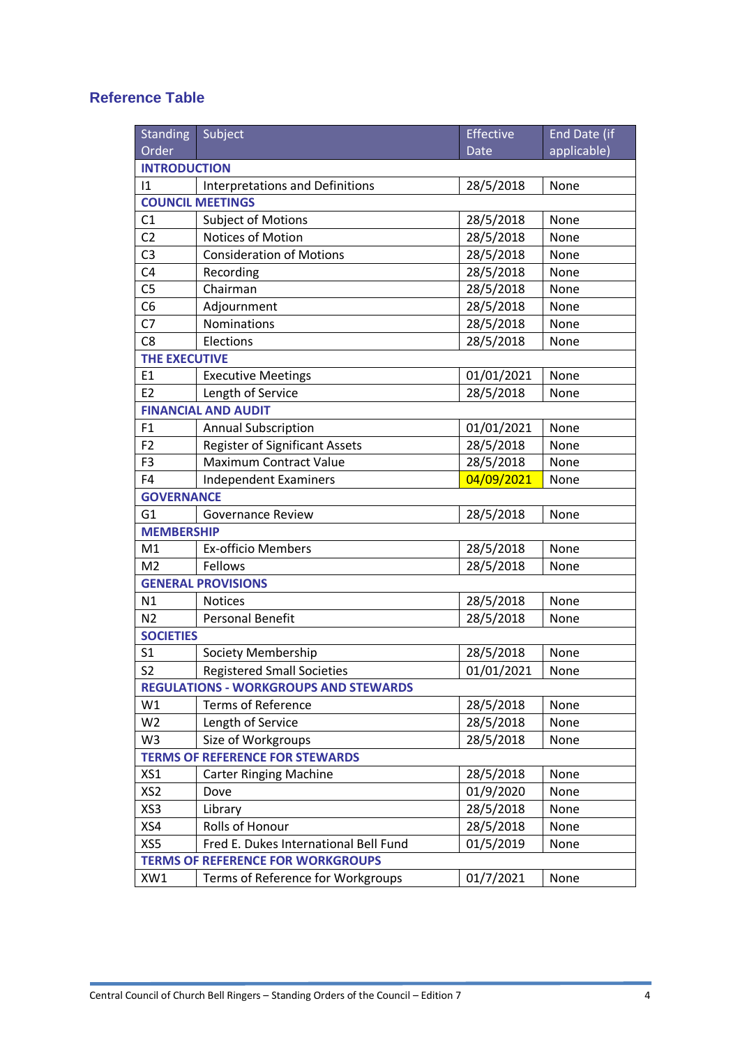## Reference Table

| Standing Order | Subject | Effective Date | End Date (if applicable) |
|---|---|---|---|
| **INTRODUCTION** | | | |
| I1 | Interpretations and Definitions | 28/5/2018 | None |
| **COUNCIL MEETINGS** | | | |
| C1 | Subject of Motions | 28/5/2018 | None |
| C2 | Notices of Motion | 28/5/2018 | None |
| C3 | Consideration of Motions | 28/5/2018 | None |
| C4 | Recording | 28/5/2018 | None |
| C5 | Chairman | 28/5/2018 | None |
| C6 | Adjournment | 28/5/2018 | None |
| C7 | Nominations | 28/5/2018 | None |
| C8 | Elections | 28/5/2018 | None |
| **THE EXECUTIVE** | | | |
| E1 | Executive Meetings | 01/01/2021 | None |
| E2 | Length of Service | 28/5/2018 | None |
| **FINANCIAL AND AUDIT** | | | |
| F1 | Annual Subscription | 01/01/2021 | None |
| F2 | Register of Significant Assets | 28/5/2018 | None |
| F3 | Maximum Contract Value | 28/5/2018 | None |
| F4 | Independent Examiners | 04/09/2021 | None |
| **GOVERNANCE** | | | |
| G1 | Governance Review | 28/5/2018 | None |
| **MEMBERSHIP** | | | |
| M1 | Ex-officio Members | 28/5/2018 | None |
| M2 | Fellows | 28/5/2018 | None |
| **GENERAL PROVISIONS** | | | |
| N1 | Notices | 28/5/2018 | None |
| N2 | Personal Benefit | 28/5/2018 | None |
| **SOCIETIES** | | | |
| S1 | Society Membership | 28/5/2018 | None |
| S2 | Registered Small Societies | 01/01/2021 | None |
| **REGULATIONS - WORKGROUPS AND STEWARDS** | | | |
| W1 | Terms of Reference | 28/5/2018 | None |
| W2 | Length of Service | 28/5/2018 | None |
| W3 | Size of Workgroups | 28/5/2018 | None |
| **TERMS OF REFERENCE FOR STEWARDS** | | | |
| XS1 | Carter Ringing Machine | 28/5/2018 | None |
| XS2 | Dove | 01/9/2020 | None |
| XS3 | Library | 28/5/2018 | None |
| XS4 | Rolls of Honour | 28/5/2018 | None |
| XS5 | Fred E. Dukes International Bell Fund | 01/5/2019 | None |
| **TERMS OF REFERENCE FOR WORKGROUPS** | | | |
| XW1 | Terms of Reference for Workgroups | 01/7/2021 | None |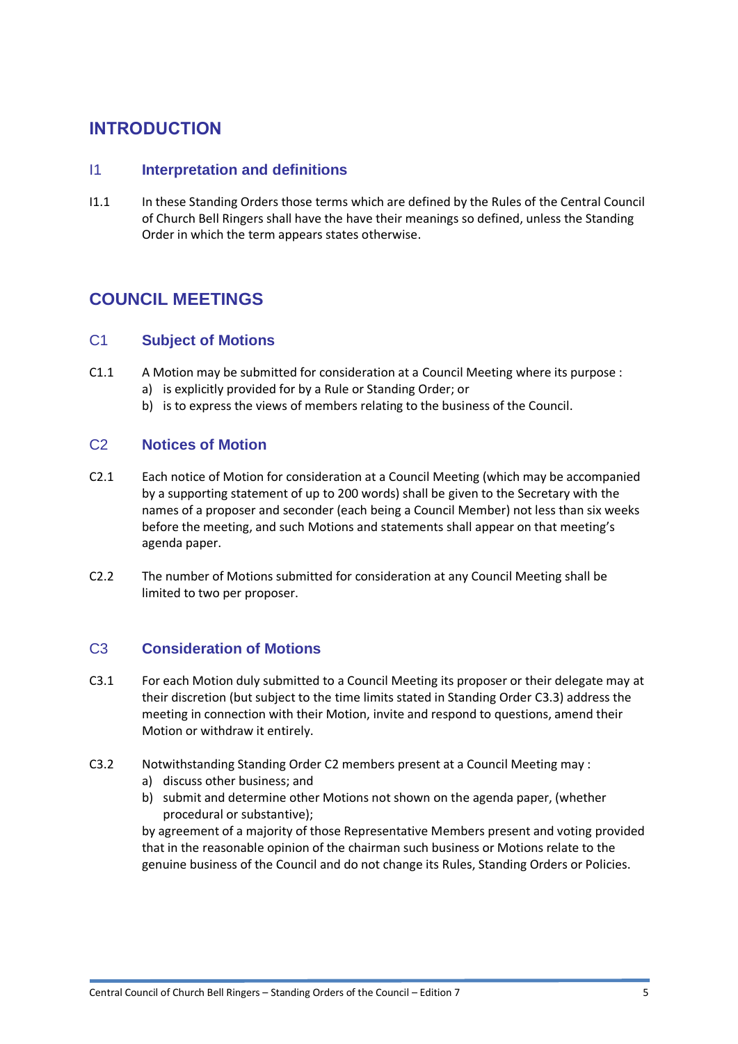# INTRODUCTION

## I1 Interpretation and definitions

I1.1 In these Standing Orders those terms which are defined by the Rules of the Central Council of Church Bell Ringers shall have the have their meanings so defined, unless the Standing Order in which the term appears states otherwise.

# COUNCIL MEETINGS

## C1 Subject of Motions

C1.1 A Motion may be submitted for consideration at a Council Meeting where its purpose :

a) is explicitly provided for by a Rule or Standing Order; or
b) is to express the views of members relating to the business of the Council.

## C2 Notices of Motion

C2.1 Each notice of Motion for consideration at a Council Meeting (which may be accompanied by a supporting statement of up to 200 words) shall be given to the Secretary with the names of a proposer and seconder (each being a Council Member) not less than six weeks before the meeting, and such Motions and statements shall appear on that meeting's agenda paper.

C2.2 The number of Motions submitted for consideration at any Council Meeting shall be limited to two per proposer.

## C3 Consideration of Motions

C3.1 For each Motion duly submitted to a Council Meeting its proposer or their delegate may at their discretion (but subject to the time limits stated in Standing Order C3.3) address the meeting in connection with their Motion, invite and respond to questions, amend their Motion or withdraw it entirely.

C3.2 Notwithstanding Standing Order C2 members present at a Council Meeting may :

a) discuss other business; and
b) submit and determine other Motions not shown on the agenda paper, (whether procedural or substantive);

by agreement of a majority of those Representative Members present and voting provided that in the reasonable opinion of the chairman such business or Motions relate to the genuine business of the Council and do not change its Rules, Standing Orders or Policies.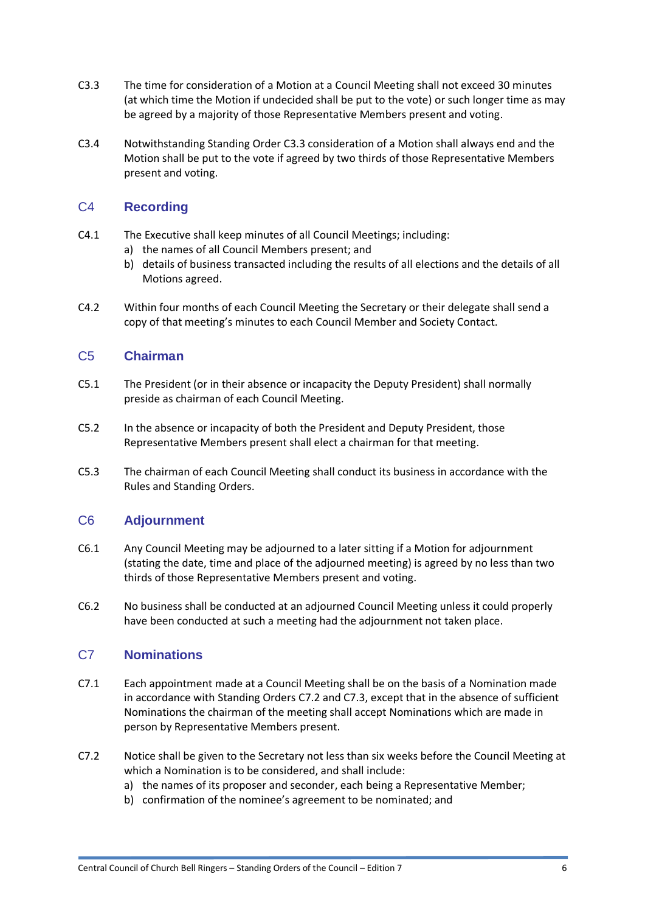C3.3 The time for consideration of a Motion at a Council Meeting shall not exceed 30 minutes (at which time the Motion if undecided shall be put to the vote) or such longer time as may be agreed by a majority of those Representative Members present and voting.

C3.4 Notwithstanding Standing Order C3.3 consideration of a Motion shall always end and the Motion shall be put to the vote if agreed by two thirds of those Representative Members present and voting.

## C4 Recording

C4.1 The Executive shall keep minutes of all Council Meetings; including:

a) the names of all Council Members present; and
b) details of business transacted including the results of all elections and the details of all Motions agreed.

C4.2 Within four months of each Council Meeting the Secretary or their delegate shall send a copy of that meeting's minutes to each Council Member and Society Contact.

## C5 Chairman

C5.1 The President (or in their absence or incapacity the Deputy President) shall normally preside as chairman of each Council Meeting.

C5.2 In the absence or incapacity of both the President and Deputy President, those Representative Members present shall elect a chairman for that meeting.

C5.3 The chairman of each Council Meeting shall conduct its business in accordance with the Rules and Standing Orders.

## C6 Adjournment

C6.1 Any Council Meeting may be adjourned to a later sitting if a Motion for adjournment (stating the date, time and place of the adjourned meeting) is agreed by no less than two thirds of those Representative Members present and voting.

C6.2 No business shall be conducted at an adjourned Council Meeting unless it could properly have been conducted at such a meeting had the adjournment not taken place.

## C7 Nominations

C7.1 Each appointment made at a Council Meeting shall be on the basis of a Nomination made in accordance with Standing Orders C7.2 and C7.3, except that in the absence of sufficient Nominations the chairman of the meeting shall accept Nominations which are made in person by Representative Members present.

C7.2 Notice shall be given to the Secretary not less than six weeks before the Council Meeting at which a Nomination is to be considered, and shall include:

a) the names of its proposer and seconder, each being a Representative Member;
b) confirmation of the nominee's agreement to be nominated; and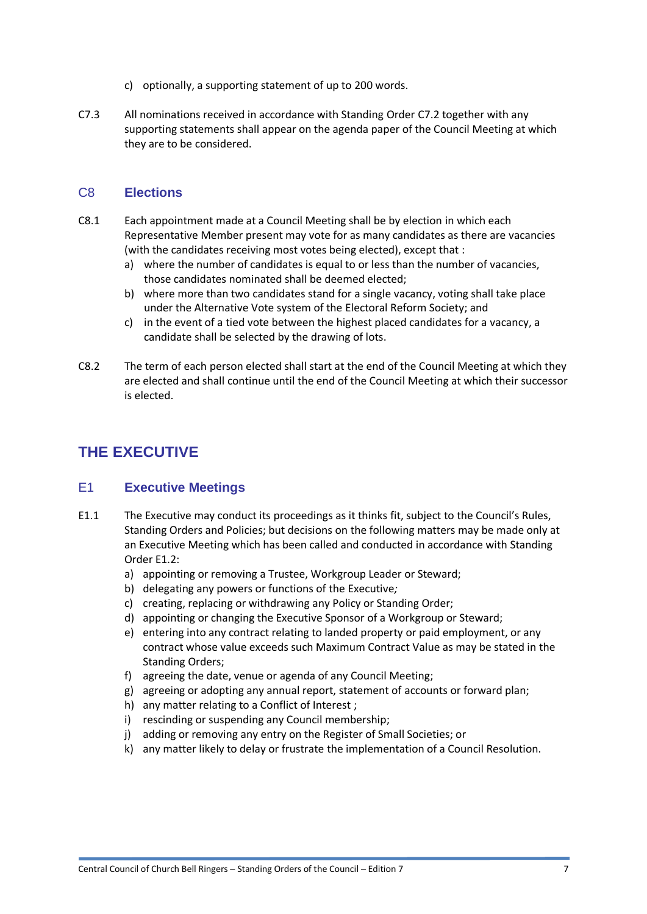c) optionally, a supporting statement of up to 200 words.

C7.3 All nominations received in accordance with Standing Order C7.2 together with any supporting statements shall appear on the agenda paper of the Council Meeting at which they are to be considered.

### C8 Elections

C8.1 Each appointment made at a Council Meeting shall be by election in which each Representative Member present may vote for as many candidates as there are vacancies (with the candidates receiving most votes being elected), except that :

a) where the number of candidates is equal to or less than the number of vacancies, those candidates nominated shall be deemed elected;
b) where more than two candidates stand for a single vacancy, voting shall take place under the Alternative Vote system of the Electoral Reform Society; and
c) in the event of a tied vote between the highest placed candidates for a vacancy, a candidate shall be selected by the drawing of lots.

C8.2 The term of each person elected shall start at the end of the Council Meeting at which they are elected and shall continue until the end of the Council Meeting at which their successor is elected.

## THE EXECUTIVE

### E1 Executive Meetings

E1.1 The Executive may conduct its proceedings as it thinks fit, subject to the Council's Rules, Standing Orders and Policies; but decisions on the following matters may be made only at an Executive Meeting which has been called and conducted in accordance with Standing Order E1.2:

a) appointing or removing a Trustee, Workgroup Leader or Steward;
b) delegating any powers or functions of the Executive*;*
c) creating, replacing or withdrawing any Policy or Standing Order;
d) appointing or changing the Executive Sponsor of a Workgroup or Steward;
e) entering into any contract relating to landed property or paid employment, or any contract whose value exceeds such Maximum Contract Value as may be stated in the Standing Orders;
f) agreeing the date, venue or agenda of any Council Meeting;
g) agreeing or adopting any annual report, statement of accounts or forward plan;
h) any matter relating to a Conflict of Interest ;
i) rescinding or suspending any Council membership;
j) adding or removing any entry on the Register of Small Societies; or
k) any matter likely to delay or frustrate the implementation of a Council Resolution.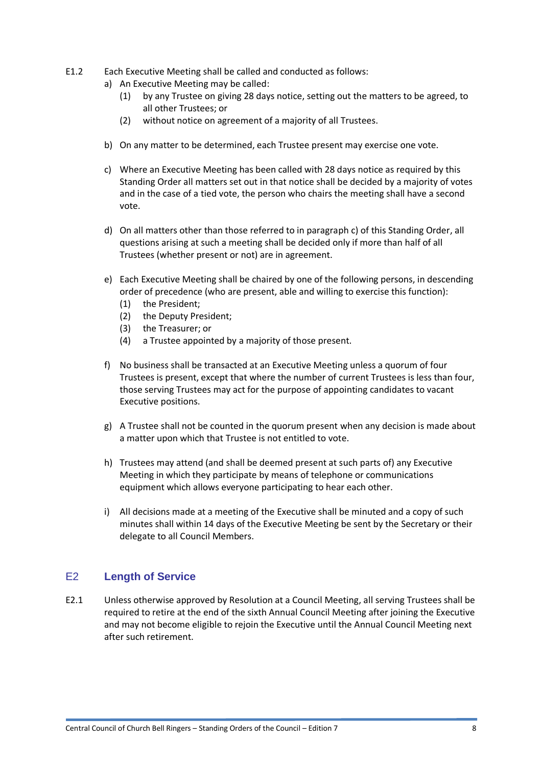E1.2 Each Executive Meeting shall be called and conducted as follows:

a) An Executive Meeting may be called:
   (1) by any Trustee on giving 28 days notice, setting out the matters to be agreed, to all other Trustees; or
   (2) without notice on agreement of a majority of all Trustees.

b) On any matter to be determined, each Trustee present may exercise one vote.

c) Where an Executive Meeting has been called with 28 days notice as required by this Standing Order all matters set out in that notice shall be decided by a majority of votes and in the case of a tied vote, the person who chairs the meeting shall have a second vote.

d) On all matters other than those referred to in paragraph c) of this Standing Order, all questions arising at such a meeting shall be decided only if more than half of all Trustees (whether present or not) are in agreement.

e) Each Executive Meeting shall be chaired by one of the following persons, in descending order of precedence (who are present, able and willing to exercise this function):
   (1) the President;
   (2) the Deputy President;
   (3) the Treasurer; or
   (4) a Trustee appointed by a majority of those present.

f) No business shall be transacted at an Executive Meeting unless a quorum of four Trustees is present, except that where the number of current Trustees is less than four, those serving Trustees may act for the purpose of appointing candidates to vacant Executive positions.

g) A Trustee shall not be counted in the quorum present when any decision is made about a matter upon which that Trustee is not entitled to vote.

h) Trustees may attend (and shall be deemed present at such parts of) any Executive Meeting in which they participate by means of telephone or communications equipment which allows everyone participating to hear each other.

i) All decisions made at a meeting of the Executive shall be minuted and a copy of such minutes shall within 14 days of the Executive Meeting be sent by the Secretary or their delegate to all Council Members.

## E2 Length of Service

E2.1 Unless otherwise approved by Resolution at a Council Meeting, all serving Trustees shall be required to retire at the end of the sixth Annual Council Meeting after joining the Executive and may not become eligible to rejoin the Executive until the Annual Council Meeting next after such retirement.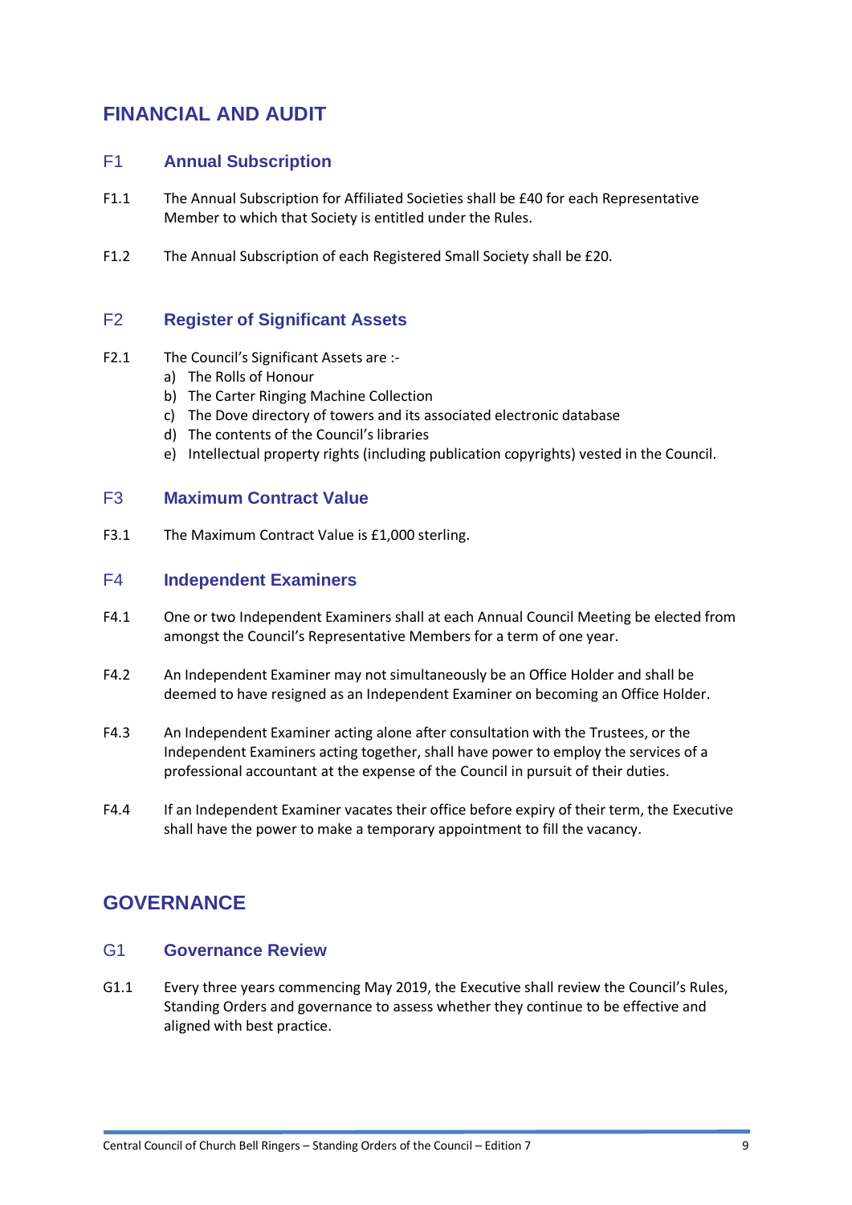# FINANCIAL AND AUDIT

## F1 Annual Subscription

F1.1 The Annual Subscription for Affiliated Societies shall be £40 for each Representative Member to which that Society is entitled under the Rules.

F1.2 The Annual Subscription of each Registered Small Society shall be £20.

## F2 Register of Significant Assets

F2.1 The Council's Significant Assets are :-

a) The Rolls of Honour
b) The Carter Ringing Machine Collection
c) The Dove directory of towers and its associated electronic database
d) The contents of the Council's libraries
e) Intellectual property rights (including publication copyrights) vested in the Council.

## F3 Maximum Contract Value

F3.1 The Maximum Contract Value is £1,000 sterling.

## F4 Independent Examiners

F4.1 One or two Independent Examiners shall at each Annual Council Meeting be elected from amongst the Council's Representative Members for a term of one year.

F4.2 An Independent Examiner may not simultaneously be an Office Holder and shall be deemed to have resigned as an Independent Examiner on becoming an Office Holder.

F4.3 An Independent Examiner acting alone after consultation with the Trustees, or the Independent Examiners acting together, shall have power to employ the services of a professional accountant at the expense of the Council in pursuit of their duties.

F4.4 If an Independent Examiner vacates their office before expiry of their term, the Executive shall have the power to make a temporary appointment to fill the vacancy.

# GOVERNANCE

## G1 Governance Review

G1.1 Every three years commencing May 2019, the Executive shall review the Council's Rules, Standing Orders and governance to assess whether they continue to be effective and aligned with best practice.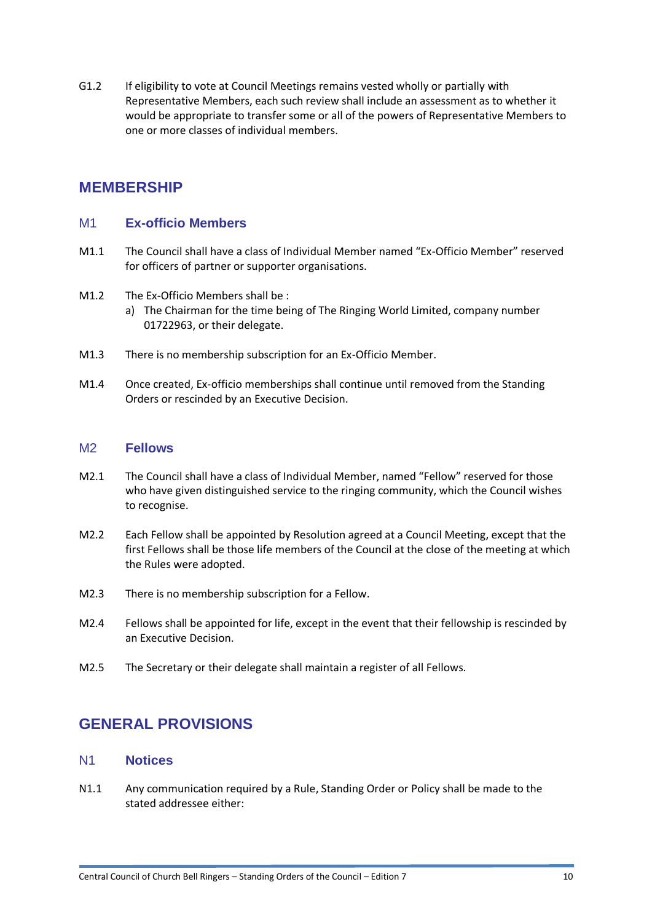G1.2 If eligibility to vote at Council Meetings remains vested wholly or partially with Representative Members, each such review shall include an assessment as to whether it would be appropriate to transfer some or all of the powers of Representative Members to one or more classes of individual members.

## MEMBERSHIP

### M1 Ex-officio Members

M1.1 The Council shall have a class of Individual Member named "Ex-Officio Member" reserved for officers of partner or supporter organisations.

M1.2 The Ex-Officio Members shall be :

a) The Chairman for the time being of The Ringing World Limited, company number 01722963, or their delegate.

M1.3 There is no membership subscription for an Ex-Officio Member.

M1.4 Once created, Ex-officio memberships shall continue until removed from the Standing Orders or rescinded by an Executive Decision.

### M2 Fellows

M2.1 The Council shall have a class of Individual Member, named "Fellow" reserved for those who have given distinguished service to the ringing community, which the Council wishes to recognise.

M2.2 Each Fellow shall be appointed by Resolution agreed at a Council Meeting, except that the first Fellows shall be those life members of the Council at the close of the meeting at which the Rules were adopted.

M2.3 There is no membership subscription for a Fellow.

M2.4 Fellows shall be appointed for life, except in the event that their fellowship is rescinded by an Executive Decision.

M2.5 The Secretary or their delegate shall maintain a register of all Fellows.

## GENERAL PROVISIONS

### N1 Notices

N1.1 Any communication required by a Rule, Standing Order or Policy shall be made to the stated addressee either: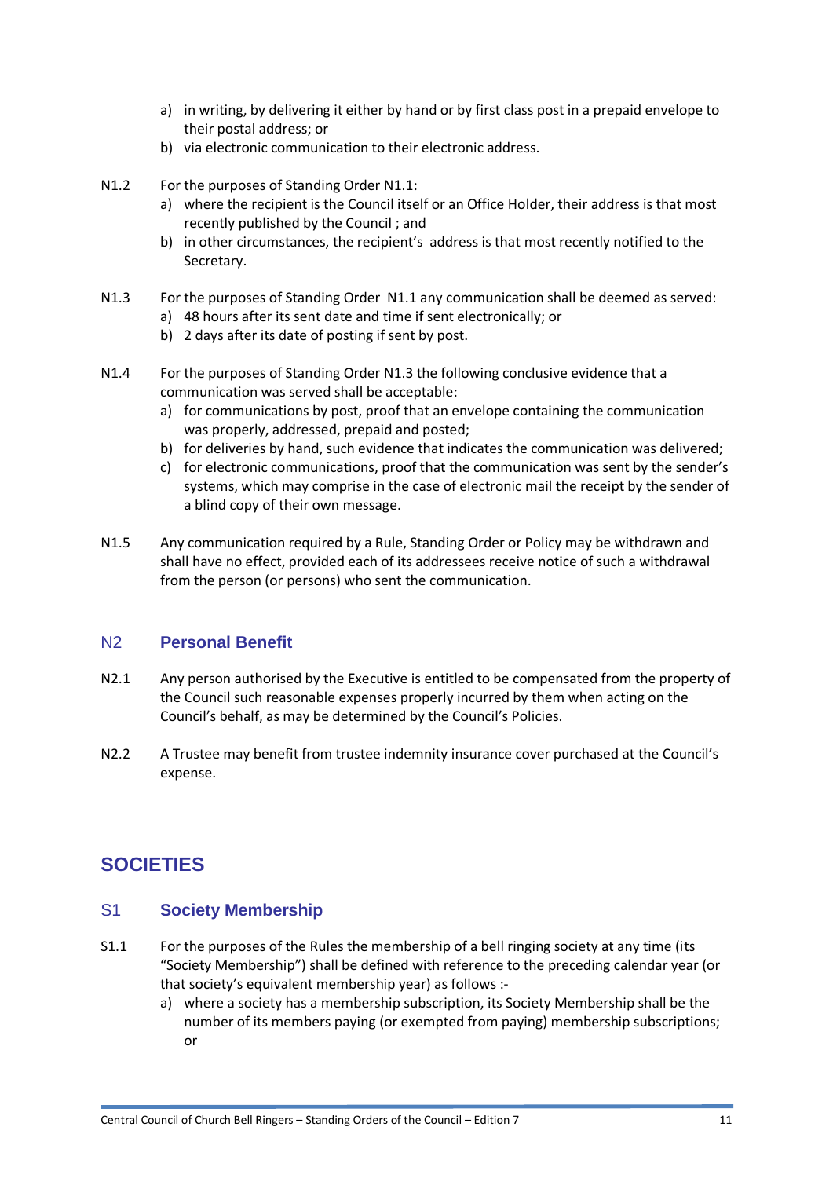a) in writing, by delivering it either by hand or by first class post in a prepaid envelope to their postal address; or
b) via electronic communication to their electronic address.

N1.2 For the purposes of Standing Order N1.1:
a) where the recipient is the Council itself or an Office Holder, their address is that most recently published by the Council ; and
b) in other circumstances, the recipient's address is that most recently notified to the Secretary.

N1.3 For the purposes of Standing Order N1.1 any communication shall be deemed as served:
a) 48 hours after its sent date and time if sent electronically; or
b) 2 days after its date of posting if sent by post.

N1.4 For the purposes of Standing Order N1.3 the following conclusive evidence that a communication was served shall be acceptable:
a) for communications by post, proof that an envelope containing the communication was properly, addressed, prepaid and posted;
b) for deliveries by hand, such evidence that indicates the communication was delivered;
c) for electronic communications, proof that the communication was sent by the sender's systems, which may comprise in the case of electronic mail the receipt by the sender of a blind copy of their own message.

N1.5 Any communication required by a Rule, Standing Order or Policy may be withdrawn and shall have no effect, provided each of its addressees receive notice of such a withdrawal from the person (or persons) who sent the communication.

## N2 Personal Benefit

N2.1 Any person authorised by the Executive is entitled to be compensated from the property of the Council such reasonable expenses properly incurred by them when acting on the Council's behalf, as may be determined by the Council's Policies.

N2.2 A Trustee may benefit from trustee indemnity insurance cover purchased at the Council's expense.

# SOCIETIES

## S1 Society Membership

S1.1 For the purposes of the Rules the membership of a bell ringing society at any time (its "Society Membership") shall be defined with reference to the preceding calendar year (or that society's equivalent membership year) as follows :-
a) where a society has a membership subscription, its Society Membership shall be the number of its members paying (or exempted from paying) membership subscriptions; or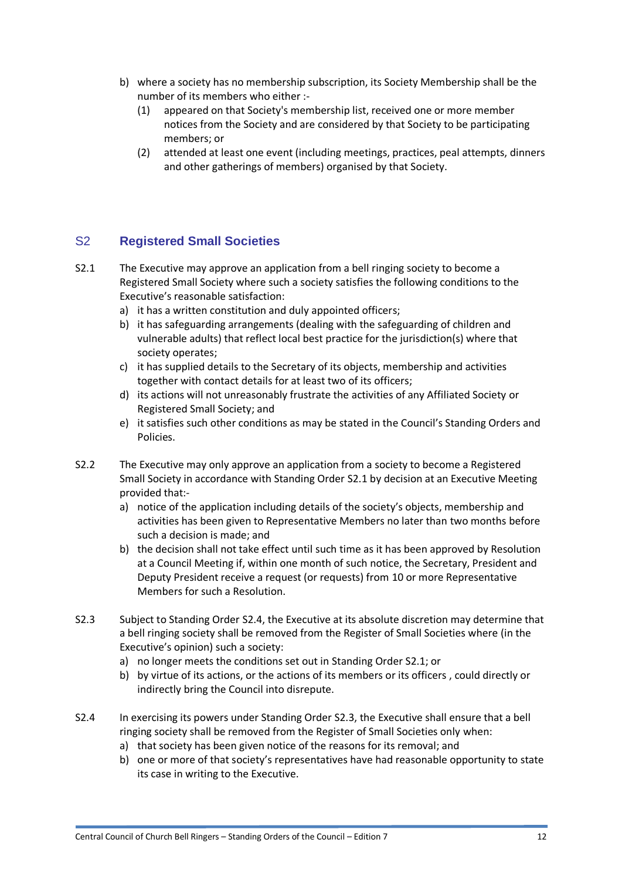b) where a society has no membership subscription, its Society Membership shall be the number of its members who either :-
   (1) appeared on that Society's membership list, received one or more member notices from the Society and are considered by that Society to be participating members; or
   (2) attended at least one event (including meetings, practices, peal attempts, dinners and other gatherings of members) organised by that Society.

## S2 Registered Small Societies

S2.1 The Executive may approve an application from a bell ringing society to become a Registered Small Society where such a society satisfies the following conditions to the Executive's reasonable satisfaction:

a) it has a written constitution and duly appointed officers;
b) it has safeguarding arrangements (dealing with the safeguarding of children and vulnerable adults) that reflect local best practice for the jurisdiction(s) where that society operates;
c) it has supplied details to the Secretary of its objects, membership and activities together with contact details for at least two of its officers;
d) its actions will not unreasonably frustrate the activities of any Affiliated Society or Registered Small Society; and
e) it satisfies such other conditions as may be stated in the Council's Standing Orders and Policies.

S2.2 The Executive may only approve an application from a society to become a Registered Small Society in accordance with Standing Order S2.1 by decision at an Executive Meeting provided that:-

a) notice of the application including details of the society's objects, membership and activities has been given to Representative Members no later than two months before such a decision is made; and
b) the decision shall not take effect until such time as it has been approved by Resolution at a Council Meeting if, within one month of such notice, the Secretary, President and Deputy President receive a request (or requests) from 10 or more Representative Members for such a Resolution.

S2.3 Subject to Standing Order S2.4, the Executive at its absolute discretion may determine that a bell ringing society shall be removed from the Register of Small Societies where (in the Executive's opinion) such a society:

a) no longer meets the conditions set out in Standing Order S2.1; or
b) by virtue of its actions, or the actions of its members or its officers , could directly or indirectly bring the Council into disrepute.

S2.4 In exercising its powers under Standing Order S2.3, the Executive shall ensure that a bell ringing society shall be removed from the Register of Small Societies only when:

a) that society has been given notice of the reasons for its removal; and
b) one or more of that society's representatives have had reasonable opportunity to state its case in writing to the Executive.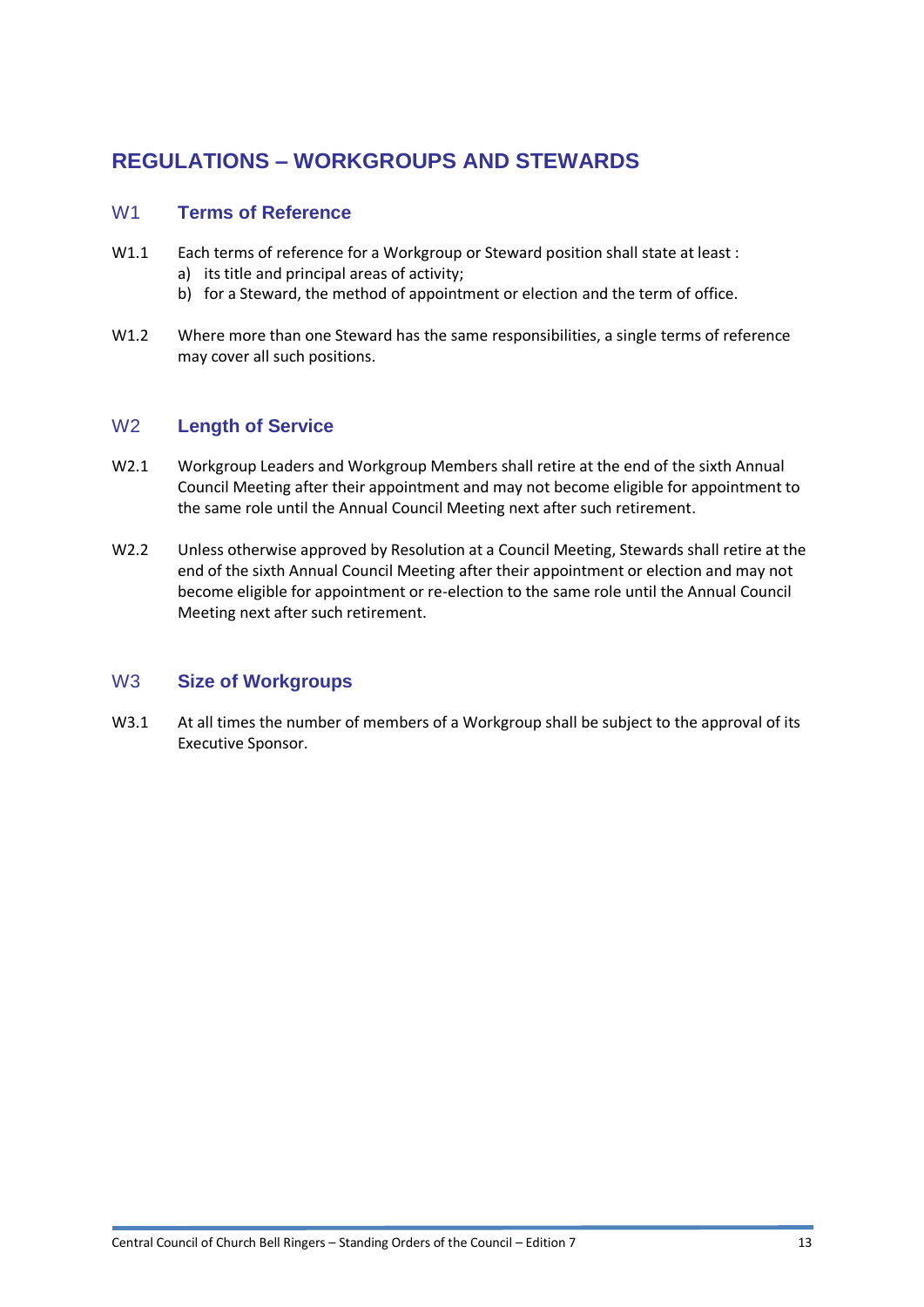# REGULATIONS – WORKGROUPS AND STEWARDS

## W1 Terms of Reference

W1.1 Each terms of reference for a Workgroup or Steward position shall state at least :

a) its title and principal areas of activity;
b) for a Steward, the method of appointment or election and the term of office.

W1.2 Where more than one Steward has the same responsibilities, a single terms of reference may cover all such positions.

## W2 Length of Service

W2.1 Workgroup Leaders and Workgroup Members shall retire at the end of the sixth Annual Council Meeting after their appointment and may not become eligible for appointment to the same role until the Annual Council Meeting next after such retirement.

W2.2 Unless otherwise approved by Resolution at a Council Meeting, Stewards shall retire at the end of the sixth Annual Council Meeting after their appointment or election and may not become eligible for appointment or re-election to the same role until the Annual Council Meeting next after such retirement.

## W3 Size of Workgroups

W3.1 At all times the number of members of a Workgroup shall be subject to the approval of its Executive Sponsor.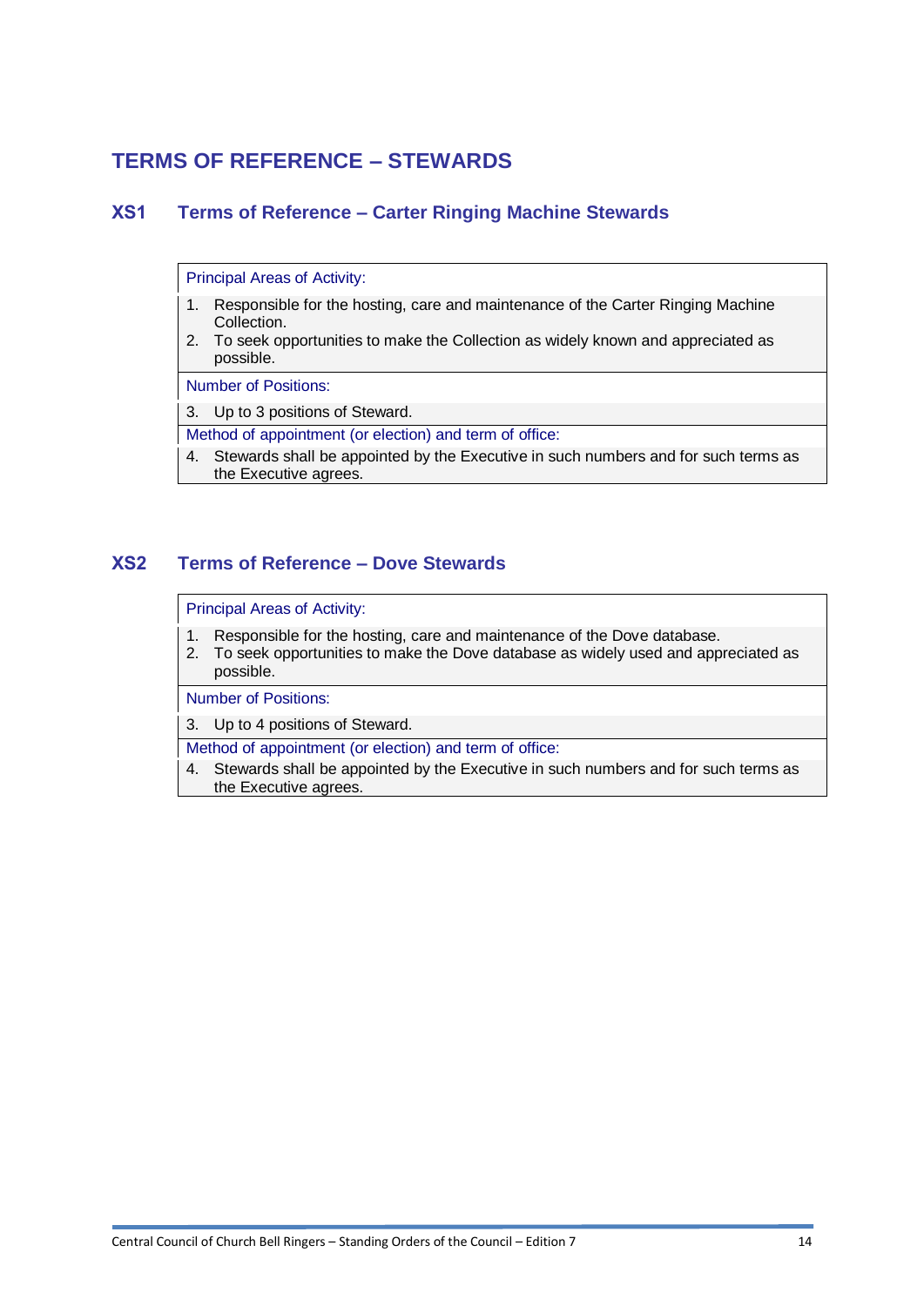# TERMS OF REFERENCE – STEWARDS

## XS1 Terms of Reference – Carter Ringing Machine Stewards

Principal Areas of Activity:

1. Responsible for the hosting, care and maintenance of the Carter Ringing Machine Collection.
2. To seek opportunities to make the Collection as widely known and appreciated as possible.

Number of Positions:

3. Up to 3 positions of Steward.

Method of appointment (or election) and term of office:

4. Stewards shall be appointed by the Executive in such numbers and for such terms as the Executive agrees.

## XS2 Terms of Reference – Dove Stewards

Principal Areas of Activity:

1. Responsible for the hosting, care and maintenance of the Dove database.
2. To seek opportunities to make the Dove database as widely used and appreciated as possible.

Number of Positions:

3. Up to 4 positions of Steward.

Method of appointment (or election) and term of office:

4. Stewards shall be appointed by the Executive in such numbers and for such terms as the Executive agrees.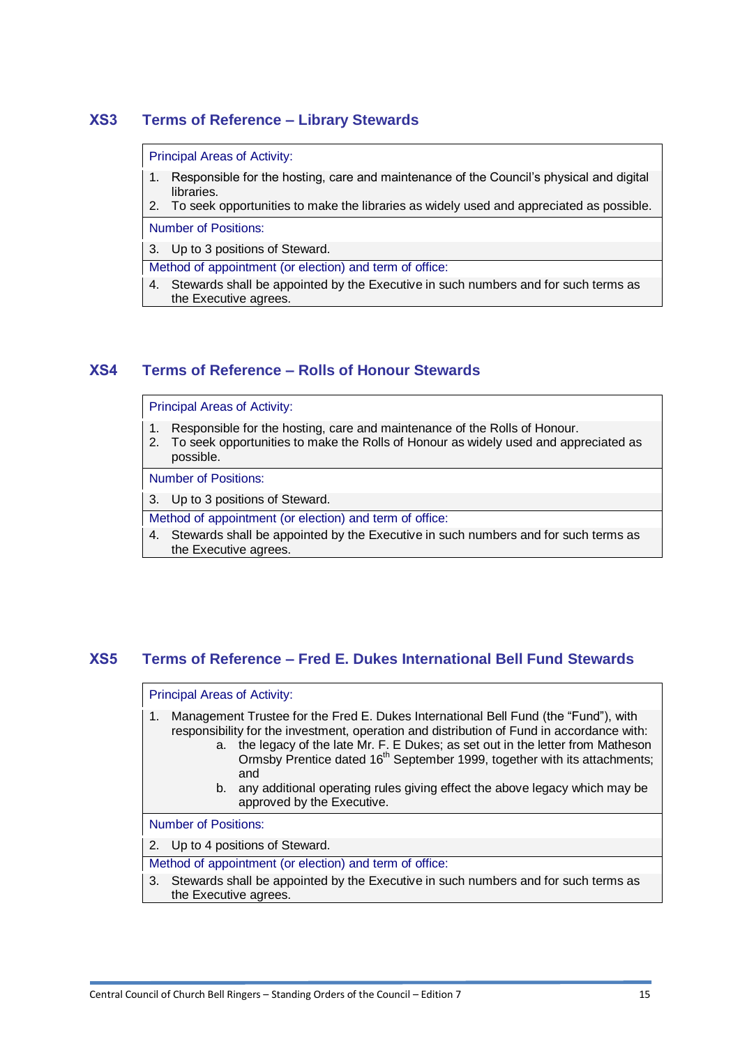## XS3 Terms of Reference – Library Stewards

Principal Areas of Activity:

1. Responsible for the hosting, care and maintenance of the Council's physical and digital libraries.
2. To seek opportunities to make the libraries as widely used and appreciated as possible.

Number of Positions:

3. Up to 3 positions of Steward.

Method of appointment (or election) and term of office:

4. Stewards shall be appointed by the Executive in such numbers and for such terms as the Executive agrees.

## XS4 Terms of Reference – Rolls of Honour Stewards

Principal Areas of Activity:

1. Responsible for the hosting, care and maintenance of the Rolls of Honour.
2. To seek opportunities to make the Rolls of Honour as widely used and appreciated as possible.

Number of Positions:

3. Up to 3 positions of Steward.

Method of appointment (or election) and term of office:

4. Stewards shall be appointed by the Executive in such numbers and for such terms as the Executive agrees.

## XS5 Terms of Reference – Fred E. Dukes International Bell Fund Stewards

Principal Areas of Activity:

1. Management Trustee for the Fred E. Dukes International Bell Fund (the "Fund"), with responsibility for the investment, operation and distribution of Fund in accordance with:
   a. the legacy of the late Mr. F. E Dukes; as set out in the letter from Matheson Ormsby Prentice dated 16th September 1999, together with its attachments; and
   b. any additional operating rules giving effect the above legacy which may be approved by the Executive.

Number of Positions:

2. Up to 4 positions of Steward.

Method of appointment (or election) and term of office:

3. Stewards shall be appointed by the Executive in such numbers and for such terms as the Executive agrees.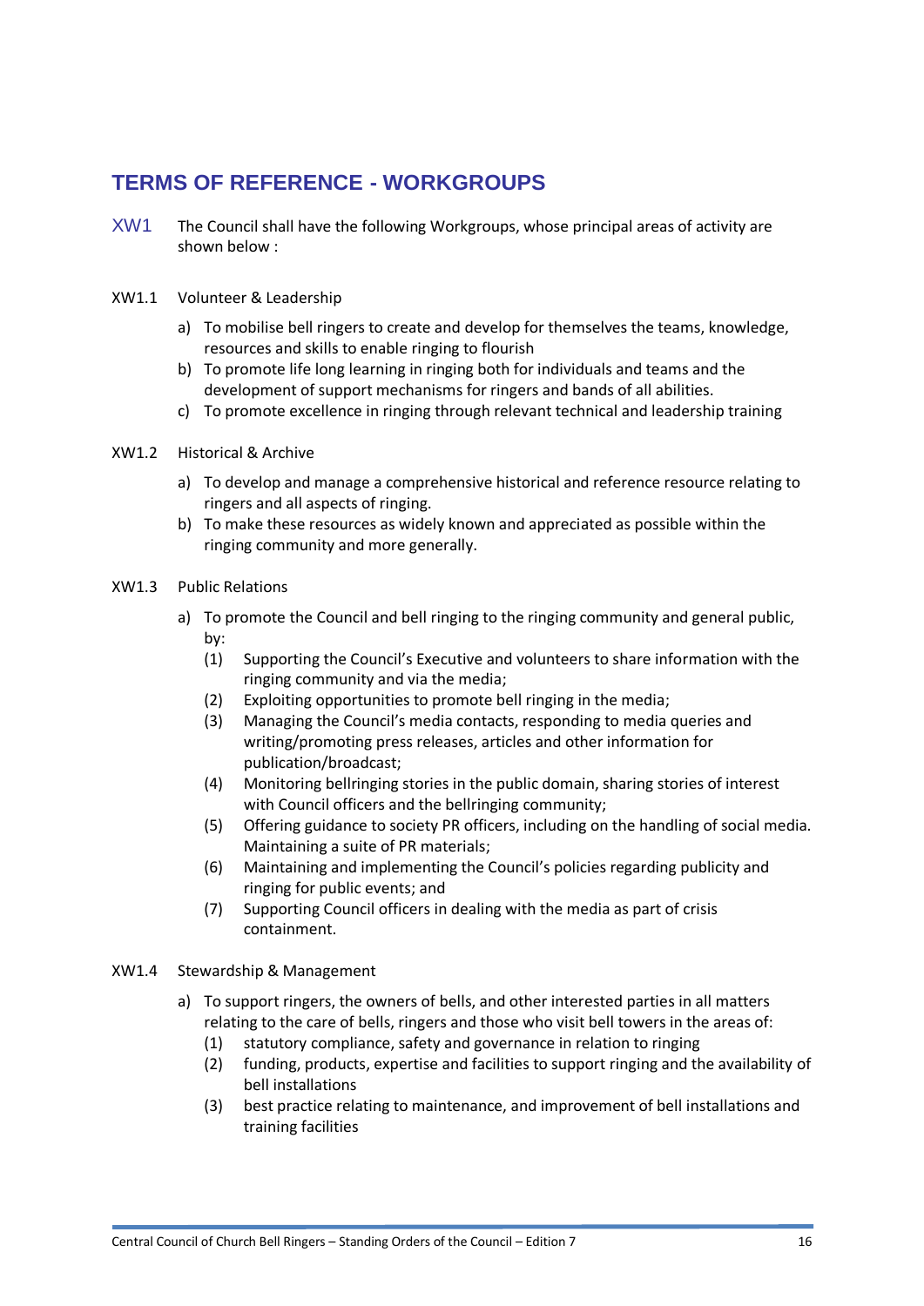## TERMS OF REFERENCE - WORKGROUPS

XW1 The Council shall have the following Workgroups, whose principal areas of activity are shown below :

XW1.1 Volunteer & Leadership

a) To mobilise bell ringers to create and develop for themselves the teams, knowledge, resources and skills to enable ringing to flourish
b) To promote life long learning in ringing both for individuals and teams and the development of support mechanisms for ringers and bands of all abilities.
c) To promote excellence in ringing through relevant technical and leadership training

XW1.2 Historical & Archive

a) To develop and manage a comprehensive historical and reference resource relating to ringers and all aspects of ringing.
b) To make these resources as widely known and appreciated as possible within the ringing community and more generally.

XW1.3 Public Relations

a) To promote the Council and bell ringing to the ringing community and general public, by:
   (1) Supporting the Council's Executive and volunteers to share information with the ringing community and via the media;
   (2) Exploiting opportunities to promote bell ringing in the media;
   (3) Managing the Council's media contacts, responding to media queries and writing/promoting press releases, articles and other information for publication/broadcast;
   (4) Monitoring bellringing stories in the public domain, sharing stories of interest with Council officers and the bellringing community;
   (5) Offering guidance to society PR officers, including on the handling of social media. Maintaining a suite of PR materials;
   (6) Maintaining and implementing the Council's policies regarding publicity and ringing for public events; and
   (7) Supporting Council officers in dealing with the media as part of crisis containment.

XW1.4 Stewardship & Management

a) To support ringers, the owners of bells, and other interested parties in all matters relating to the care of bells, ringers and those who visit bell towers in the areas of:
   (1) statutory compliance, safety and governance in relation to ringing
   (2) funding, products, expertise and facilities to support ringing and the availability of bell installations
   (3) best practice relating to maintenance, and improvement of bell installations and training facilities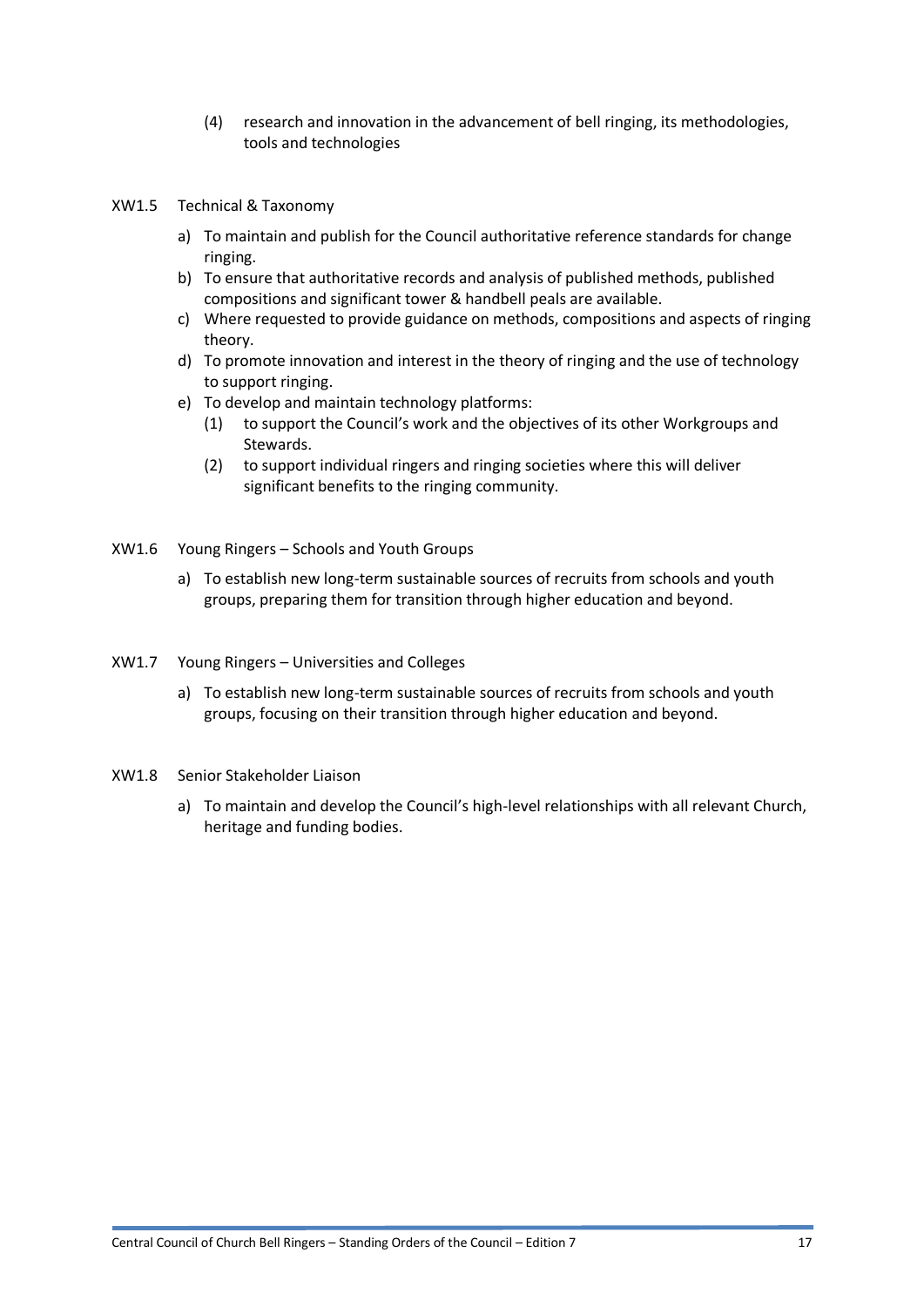(4) research and innovation in the advancement of bell ringing, its methodologies, tools and technologies

XW1.5 Technical & Taxonomy

a) To maintain and publish for the Council authoritative reference standards for change ringing.
b) To ensure that authoritative records and analysis of published methods, published compositions and significant tower & handbell peals are available.
c) Where requested to provide guidance on methods, compositions and aspects of ringing theory.
d) To promote innovation and interest in the theory of ringing and the use of technology to support ringing.
e) To develop and maintain technology platforms:
   (1) to support the Council's work and the objectives of its other Workgroups and Stewards.
   (2) to support individual ringers and ringing societies where this will deliver significant benefits to the ringing community.

XW1.6 Young Ringers – Schools and Youth Groups

a) To establish new long-term sustainable sources of recruits from schools and youth groups, preparing them for transition through higher education and beyond.

XW1.7 Young Ringers – Universities and Colleges

a) To establish new long-term sustainable sources of recruits from schools and youth groups, focusing on their transition through higher education and beyond.

XW1.8 Senior Stakeholder Liaison

a) To maintain and develop the Council's high-level relationships with all relevant Church, heritage and funding bodies.